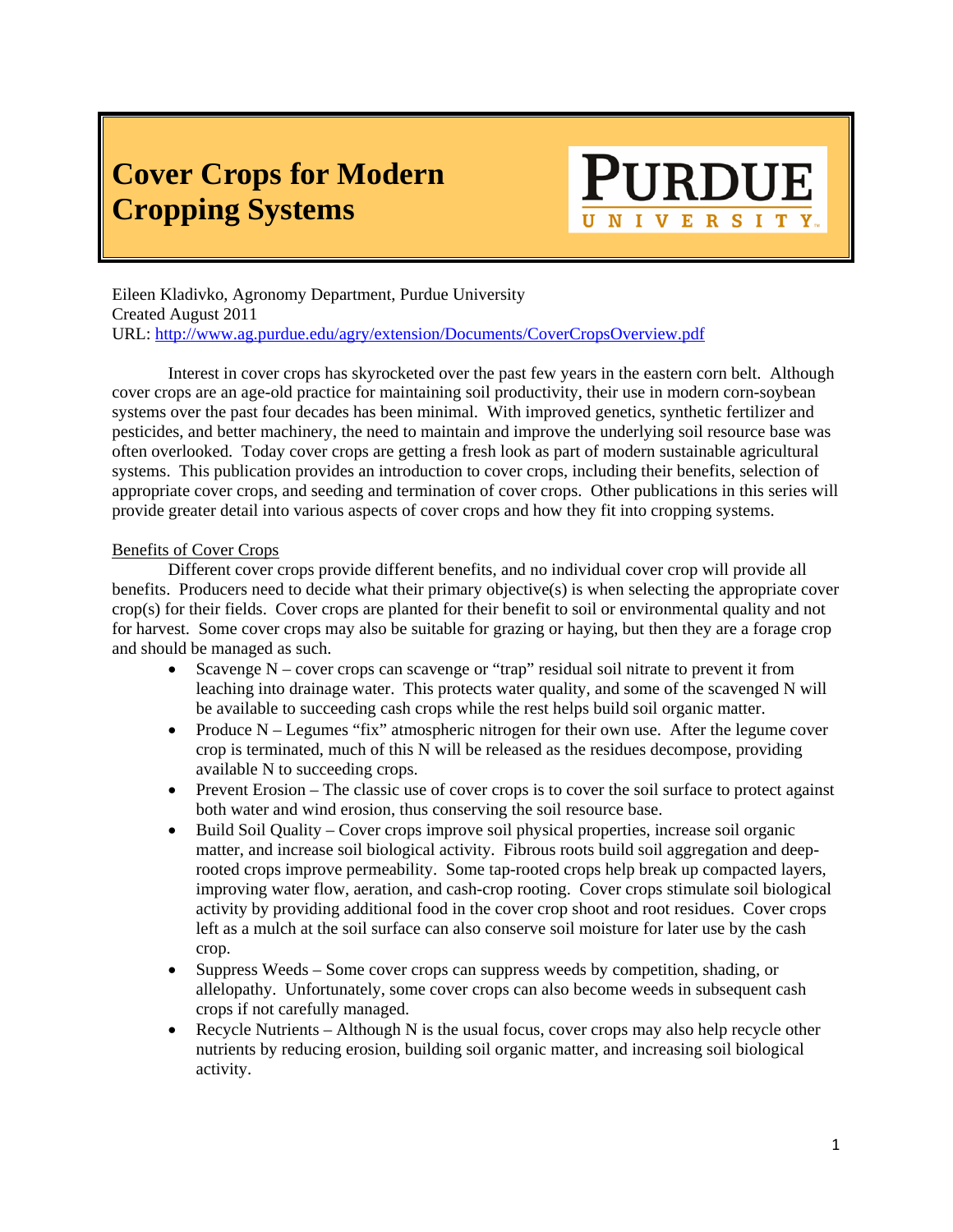# Cover Crops for Modern Cropping Systems

PURDUE UNIVERSITY

Eileen Kladivko, Agronomy Department, Purdue University
Created August 2011
URL: http://www.ag.purdue.edu/agry/extension/Documents/CoverCropsOverview.pdf

Interest in cover crops has skyrocketed over the past few years in the eastern corn belt. Although cover crops are an age-old practice for maintaining soil productivity, their use in modern corn-soybean systems over the past four decades has been minimal. With improved genetics, synthetic fertilizer and pesticides, and better machinery, the need to maintain and improve the underlying soil resource base was often overlooked. Today cover crops are getting a fresh look as part of modern sustainable agricultural systems. This publication provides an introduction to cover crops, including their benefits, selection of appropriate cover crops, and seeding and termination of cover crops. Other publications in this series will provide greater detail into various aspects of cover crops and how they fit into cropping systems.

## Benefits of Cover Crops

Different cover crops provide different benefits, and no individual cover crop will provide all benefits. Producers need to decide what their primary objective(s) is when selecting the appropriate cover crop(s) for their fields. Cover crops are planted for their benefit to soil or environmental quality and not for harvest. Some cover crops may also be suitable for grazing or haying, but then they are a forage crop and should be managed as such.

- Scavenge N – cover crops can scavenge or "trap" residual soil nitrate to prevent it from leaching into drainage water. This protects water quality, and some of the scavenged N will be available to succeeding cash crops while the rest helps build soil organic matter.
- Produce N – Legumes "fix" atmospheric nitrogen for their own use. After the legume cover crop is terminated, much of this N will be released as the residues decompose, providing available N to succeeding crops.
- Prevent Erosion – The classic use of cover crops is to cover the soil surface to protect against both water and wind erosion, thus conserving the soil resource base.
- Build Soil Quality – Cover crops improve soil physical properties, increase soil organic matter, and increase soil biological activity. Fibrous roots build soil aggregation and deep-rooted crops improve permeability. Some tap-rooted crops help break up compacted layers, improving water flow, aeration, and cash-crop rooting. Cover crops stimulate soil biological activity by providing additional food in the cover crop shoot and root residues. Cover crops left as a mulch at the soil surface can also conserve soil moisture for later use by the cash crop.
- Suppress Weeds – Some cover crops can suppress weeds by competition, shading, or allelopathy. Unfortunately, some cover crops can also become weeds in subsequent cash crops if not carefully managed.
- Recycle Nutrients – Although N is the usual focus, cover crops may also help recycle other nutrients by reducing erosion, building soil organic matter, and increasing soil biological activity.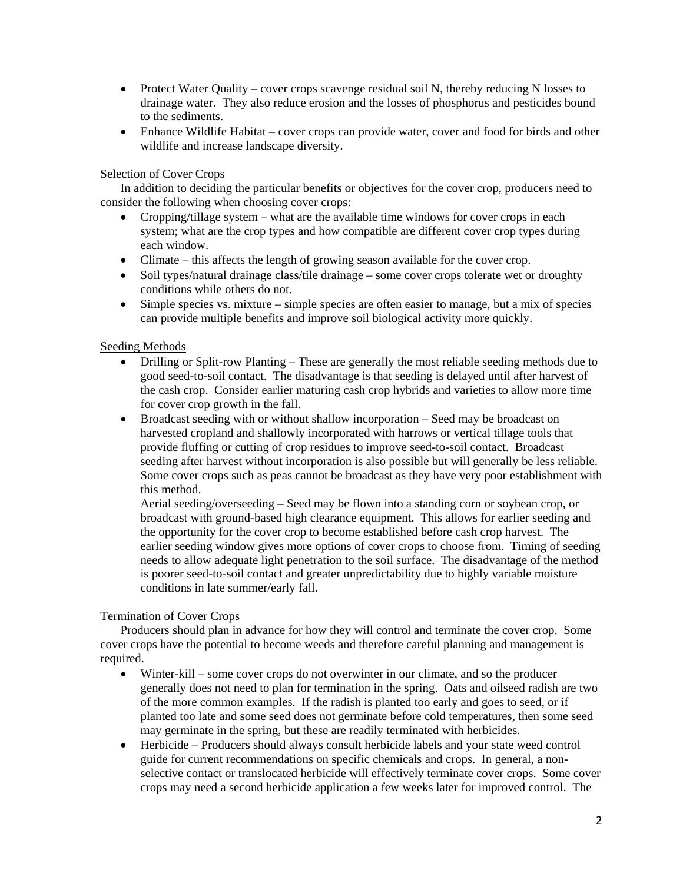- Protect Water Quality – cover crops scavenge residual soil N, thereby reducing N losses to drainage water. They also reduce erosion and the losses of phosphorus and pesticides bound to the sediments.
- Enhance Wildlife Habitat – cover crops can provide water, cover and food for birds and other wildlife and increase landscape diversity.

<u>Selection of Cover Crops</u>

In addition to deciding the particular benefits or objectives for the cover crop, producers need to consider the following when choosing cover crops:

- Cropping/tillage system – what are the available time windows for cover crops in each system; what are the crop types and how compatible are different cover crop types during each window.
- Climate – this affects the length of growing season available for the cover crop.
- Soil types/natural drainage class/tile drainage – some cover crops tolerate wet or droughty conditions while others do not.
- Simple species vs. mixture – simple species are often easier to manage, but a mix of species can provide multiple benefits and improve soil biological activity more quickly.

<u>Seeding Methods</u>

- Drilling or Split-row Planting – These are generally the most reliable seeding methods due to good seed-to-soil contact. The disadvantage is that seeding is delayed until after harvest of the cash crop. Consider earlier maturing cash crop hybrids and varieties to allow more time for cover crop growth in the fall.
- Broadcast seeding with or without shallow incorporation – Seed may be broadcast on harvested cropland and shallowly incorporated with harrows or vertical tillage tools that provide fluffing or cutting of crop residues to improve seed-to-soil contact. Broadcast seeding after harvest without incorporation is also possible but will generally be less reliable. Some cover crops such as peas cannot be broadcast as they have very poor establishment with this method.

  Aerial seeding/overseeding – Seed may be flown into a standing corn or soybean crop, or broadcast with ground-based high clearance equipment. This allows for earlier seeding and the opportunity for the cover crop to become established before cash crop harvest. The earlier seeding window gives more options of cover crops to choose from. Timing of seeding needs to allow adequate light penetration to the soil surface. The disadvantage of the method is poorer seed-to-soil contact and greater unpredictability due to highly variable moisture conditions in late summer/early fall.

<u>Termination of Cover Crops</u>

Producers should plan in advance for how they will control and terminate the cover crop. Some cover crops have the potential to become weeds and therefore careful planning and management is required.

- Winter-kill – some cover crops do not overwinter in our climate, and so the producer generally does not need to plan for termination in the spring. Oats and oilseed radish are two of the more common examples. If the radish is planted too early and goes to seed, or if planted too late and some seed does not germinate before cold temperatures, then some seed may germinate in the spring, but these are readily terminated with herbicides.
- Herbicide – Producers should always consult herbicide labels and your state weed control guide for current recommendations on specific chemicals and crops. In general, a non-selective contact or translocated herbicide will effectively terminate cover crops. Some cover crops may need a second herbicide application a few weeks later for improved control. The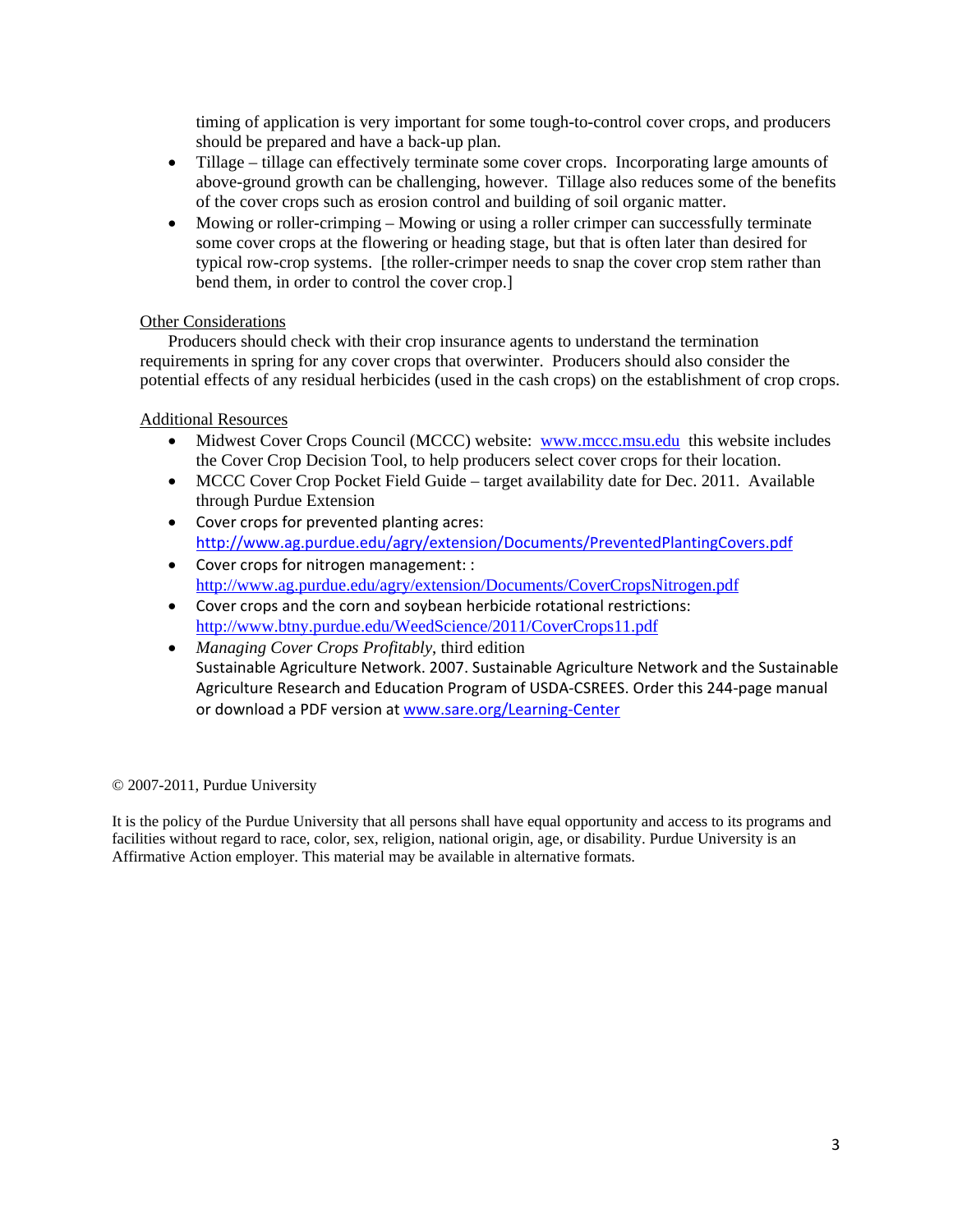timing of application is very important for some tough-to-control cover crops, and producers should be prepared and have a back-up plan.

- Tillage – tillage can effectively terminate some cover crops. Incorporating large amounts of above-ground growth can be challenging, however. Tillage also reduces some of the benefits of the cover crops such as erosion control and building of soil organic matter.
- Mowing or roller-crimping – Mowing or using a roller crimper can successfully terminate some cover crops at the flowering or heading stage, but that is often later than desired for typical row-crop systems. [the roller-crimper needs to snap the cover crop stem rather than bend them, in order to control the cover crop.]

## Other Considerations

Producers should check with their crop insurance agents to understand the termination requirements in spring for any cover crops that overwinter. Producers should also consider the potential effects of any residual herbicides (used in the cash crops) on the establishment of crop crops.

## Additional Resources

- Midwest Cover Crops Council (MCCC) website: www.mccc.msu.edu this website includes the Cover Crop Decision Tool, to help producers select cover crops for their location.
- MCCC Cover Crop Pocket Field Guide – target availability date for Dec. 2011. Available through Purdue Extension
- Cover crops for prevented planting acres: http://www.ag.purdue.edu/agry/extension/Documents/PreventedPlantingCovers.pdf
- Cover crops for nitrogen management: : http://www.ag.purdue.edu/agry/extension/Documents/CoverCropsNitrogen.pdf
- Cover crops and the corn and soybean herbicide rotational restrictions: http://www.btny.purdue.edu/WeedScience/2011/CoverCrops11.pdf
- *Managing Cover Crops Profitably*, third edition  
  Sustainable Agriculture Network. 2007. Sustainable Agriculture Network and the Sustainable Agriculture Research and Education Program of USDA-CSREES. Order this 244-page manual or download a PDF version at www.sare.org/Learning-Center

© 2007-2011, Purdue University

It is the policy of the Purdue University that all persons shall have equal opportunity and access to its programs and facilities without regard to race, color, sex, religion, national origin, age, or disability. Purdue University is an Affirmative Action employer. This material may be available in alternative formats.